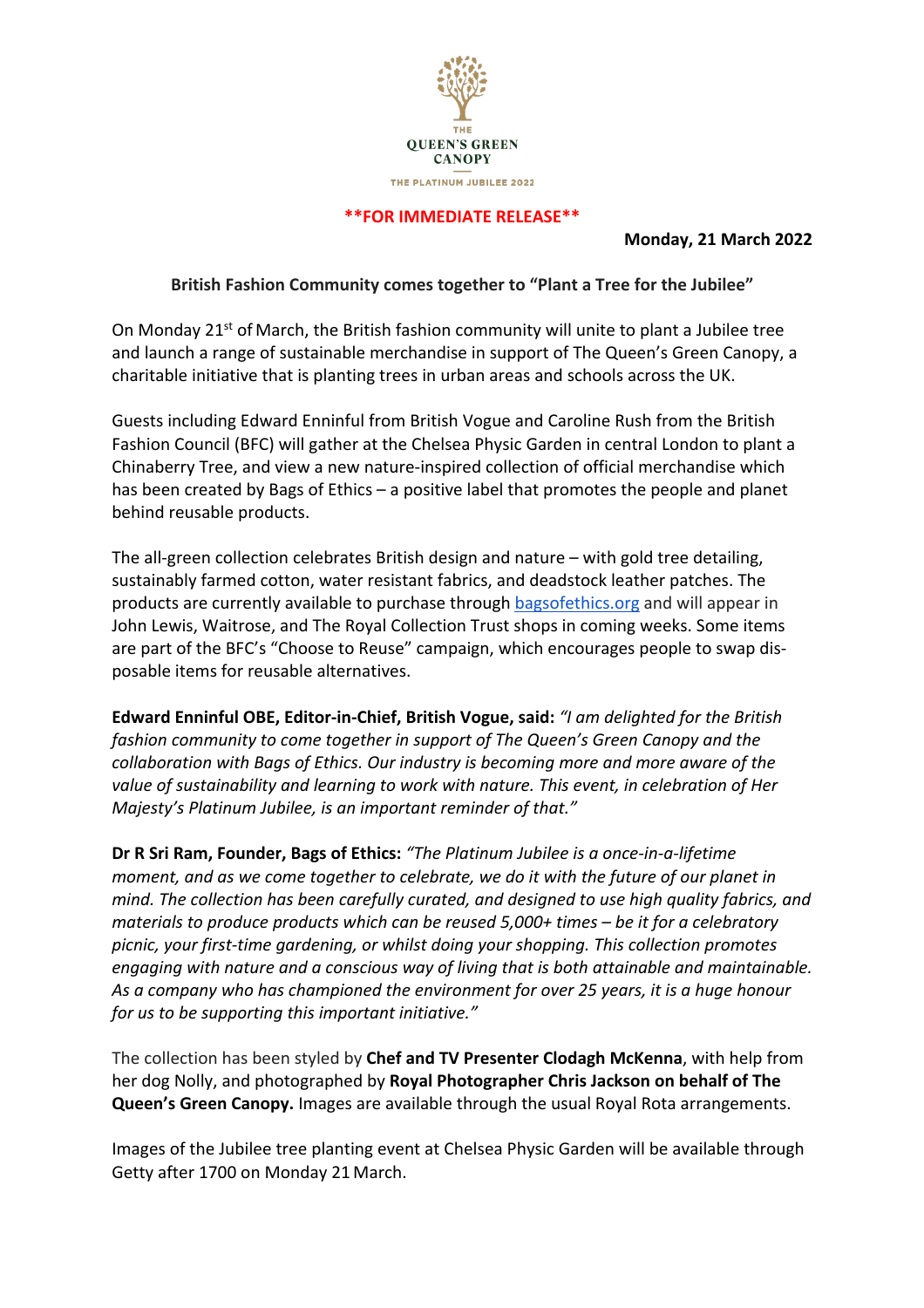THE
QUEEN'S GREEN
CANOPY

THE PLATINUM JUBILEE 2022

**\*\*FOR IMMEDIATE RELEASE\*\***

**Monday, 21 March 2022**

**British Fashion Community comes together to "Plant a Tree for the Jubilee"**

On Monday 21st of March, the British fashion community will unite to plant a Jubilee tree and launch a range of sustainable merchandise in support of The Queen's Green Canopy, a charitable initiative that is planting trees in urban areas and schools across the UK.

Guests including Edward Enninful from British Vogue and Caroline Rush from the British Fashion Council (BFC) will gather at the Chelsea Physic Garden in central London to plant a Chinaberry Tree, and view a new nature-inspired collection of official merchandise which has been created by Bags of Ethics – a positive label that promotes the people and planet behind reusable products.

The all-green collection celebrates British design and nature – with gold tree detailing, sustainably farmed cotton, water resistant fabrics, and deadstock leather patches. The products are currently available to purchase through bagsofethics.org and will appear in John Lewis, Waitrose, and The Royal Collection Trust shops in coming weeks. Some items are part of the BFC's "Choose to Reuse" campaign, which encourages people to swap disposable items for reusable alternatives.

**Edward Enninful OBE, Editor-in-Chief, British Vogue, said:** *"I am delighted for the British fashion community to come together in support of The Queen's Green Canopy and the collaboration with Bags of Ethics. Our industry is becoming more and more aware of the value of sustainability and learning to work with nature. This event, in celebration of Her Majesty's Platinum Jubilee, is an important reminder of that."*

**Dr R Sri Ram, Founder, Bags of Ethics:** *"The Platinum Jubilee is a once-in-a-lifetime moment, and as we come together to celebrate, we do it with the future of our planet in mind. The collection has been carefully curated, and designed to use high quality fabrics, and materials to produce products which can be reused 5,000+ times – be it for a celebratory picnic, your first-time gardening, or whilst doing your shopping. This collection promotes engaging with nature and a conscious way of living that is both attainable and maintainable. As a company who has championed the environment for over 25 years, it is a huge honour for us to be supporting this important initiative."*

The collection has been styled by **Chef and TV Presenter Clodagh McKenna**, with help from her dog Nolly, and photographed by **Royal Photographer Chris Jackson on behalf of The Queen's Green Canopy.** Images are available through the usual Royal Rota arrangements.

Images of the Jubilee tree planting event at Chelsea Physic Garden will be available through Getty after 1700 on Monday 21 March.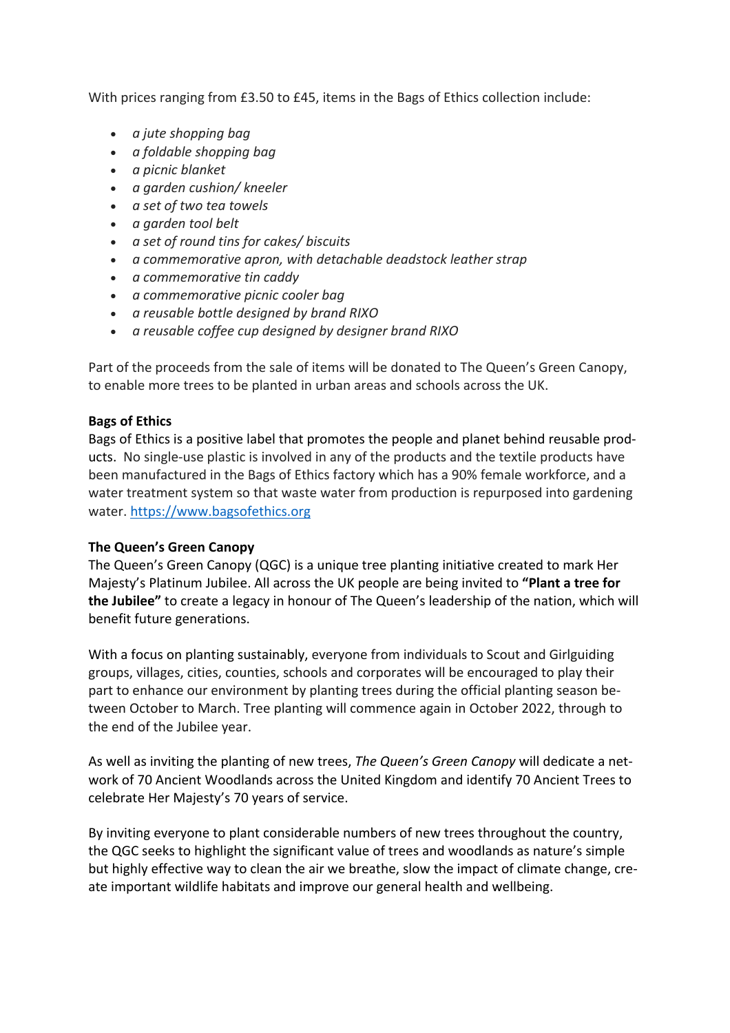With prices ranging from £3.50 to £45, items in the Bags of Ethics collection include:

- *a jute shopping bag*
- *a foldable shopping bag*
- *a picnic blanket*
- *a garden cushion/ kneeler*
- *a set of two tea towels*
- *a garden tool belt*
- *a set of round tins for cakes/ biscuits*
- *a commemorative apron, with detachable deadstock leather strap*
- *a commemorative tin caddy*
- *a commemorative picnic cooler bag*
- *a reusable bottle designed by brand RIXO*
- *a reusable coffee cup designed by designer brand RIXO*

Part of the proceeds from the sale of items will be donated to The Queen's Green Canopy, to enable more trees to be planted in urban areas and schools across the UK.

**Bags of Ethics**

Bags of Ethics is a positive label that promotes the people and planet behind reusable products. No single-use plastic is involved in any of the products and the textile products have been manufactured in the Bags of Ethics factory which has a 90% female workforce, and a water treatment system so that waste water from production is repurposed into gardening water. [https://www.bagsofethics.org](https://www.bagsofethics.org)

**The Queen's Green Canopy**

The Queen's Green Canopy (QGC) is a unique tree planting initiative created to mark Her Majesty's Platinum Jubilee. All across the UK people are being invited to **"Plant a tree for the Jubilee"** to create a legacy in honour of The Queen's leadership of the nation, which will benefit future generations.

With a focus on planting sustainably, everyone from individuals to Scout and Girlguiding groups, villages, cities, counties, schools and corporates will be encouraged to play their part to enhance our environment by planting trees during the official planting season between October to March. Tree planting will commence again in October 2022, through to the end of the Jubilee year.

As well as inviting the planting of new trees, *The Queen's Green Canopy* will dedicate a network of 70 Ancient Woodlands across the United Kingdom and identify 70 Ancient Trees to celebrate Her Majesty's 70 years of service.

By inviting everyone to plant considerable numbers of new trees throughout the country, the QGC seeks to highlight the significant value of trees and woodlands as nature's simple but highly effective way to clean the air we breathe, slow the impact of climate change, create important wildlife habitats and improve our general health and wellbeing.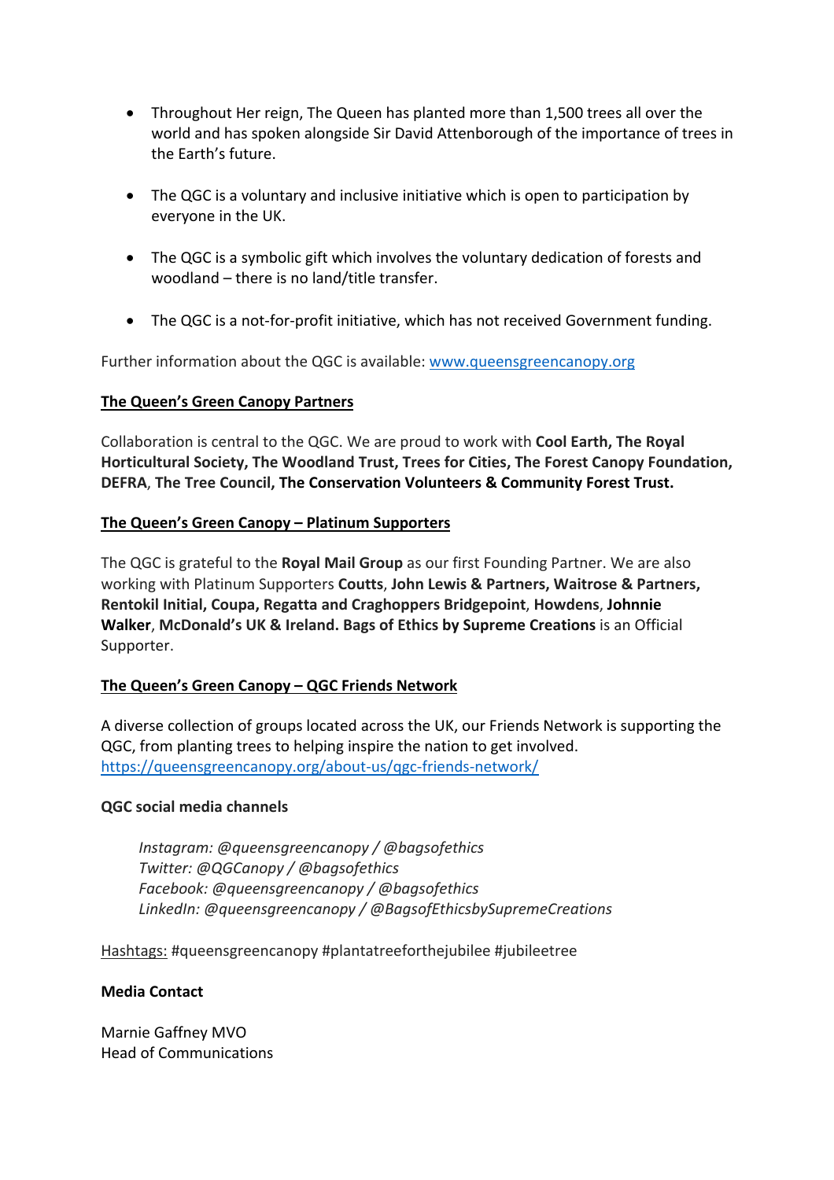- Throughout Her reign, The Queen has planted more than 1,500 trees all over the world and has spoken alongside Sir David Attenborough of the importance of trees in the Earth's future.

- The QGC is a voluntary and inclusive initiative which is open to participation by everyone in the UK.

- The QGC is a symbolic gift which involves the voluntary dedication of forests and woodland – there is no land/title transfer.

- The QGC is a not-for-profit initiative, which has not received Government funding.

Further information about the QGC is available: [www.queensgreencanopy.org](www.queensgreencanopy.org)

**<u>The Queen's Green Canopy Partners</u>**

Collaboration is central to the QGC. We are proud to work with **Cool Earth, The Royal Horticultural Society, The Woodland Trust, Trees for Cities, The Forest Canopy Foundation, DEFRA**, **The Tree Council, The Conservation Volunteers & Community Forest Trust.**

**<u>The Queen's Green Canopy – Platinum Supporters</u>**

The QGC is grateful to the **Royal Mail Group** as our first Founding Partner. We are also working with Platinum Supporters **Coutts**, **John Lewis & Partners, Waitrose & Partners, Rentokil Initial, Coupa, Regatta and Craghoppers Bridgepoint**, **Howdens**, **Johnnie Walker**, **McDonald's UK & Ireland. Bags of Ethics by Supreme Creations** is an Official Supporter.

**<u>The Queen's Green Canopy – QGC Friends Network</u>**

A diverse collection of groups located across the UK, our Friends Network is supporting the QGC, from planting trees to helping inspire the nation to get involved.
[https://queensgreencanopy.org/about-us/qgc-friends-network/](https://queensgreencanopy.org/about-us/qgc-friends-network/)

**QGC social media channels**

*Instagram: @queensgreencanopy / @bagsofethics*
*Twitter: @QGCanopy / @bagsofethics*
*Facebook: @queensgreencanopy / @bagsofethics*
*LinkedIn: @queensgreencanopy / @BagsofEthicsbySupremeCreations*

<u>Hashtags:</u> #queensgreencanopy #plantatreeforthejubilee #jubileetree

**Media Contact**

Marnie Gaffney MVO
Head of Communications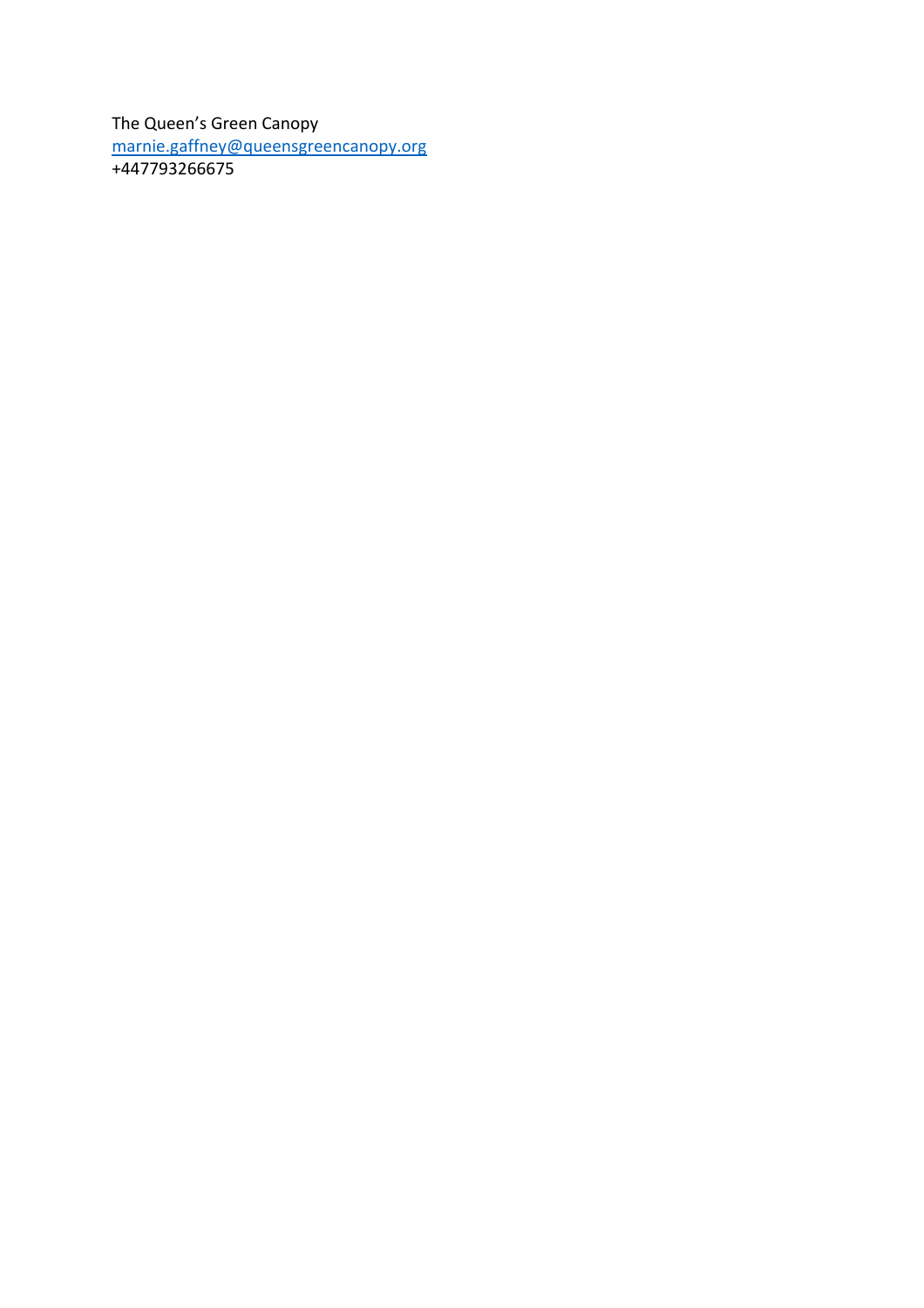The Queen’s Green Canopy
marnie.gaffney@queensgreencanopy.org
+447793266675